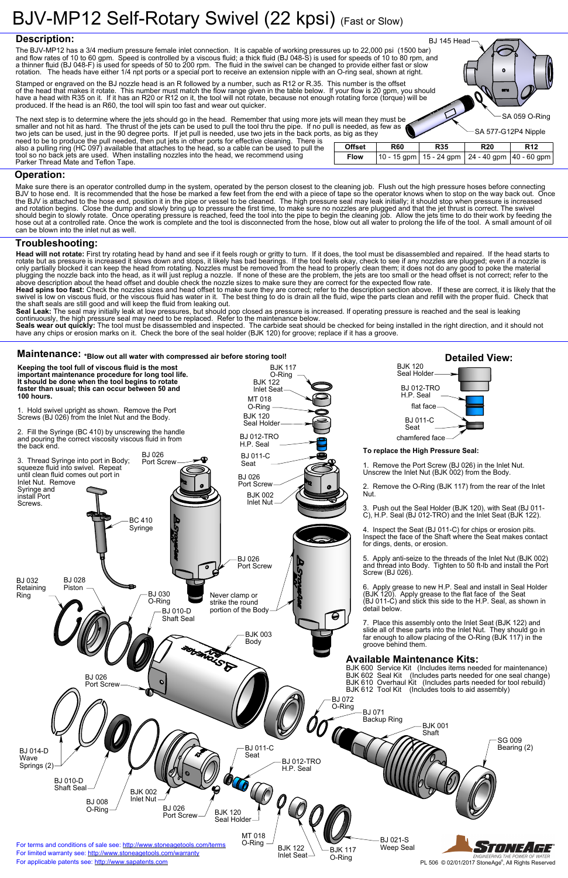# BJV-MP12 Self-Rotary Swivel (22 kpsi) (Fast or Slow)

## Description:

The BJV-MP12 has a 3/4 medium pressure female inlet connection. It is capable of working pressures up to 22,000 psi (1500 bar) and flow rates of 10 to 60 gpm. Speed is controlled by a viscous fluid; a thick fluid (BJ 048-S) is used for speeds of 10 to 80 rpm, and a thinner fluid (BJ 048-F) is used for speeds of 50 to 200 rpm. The fluid in the swivel can be changed to provide either fast or slow rotation. The heads have either 1/4 npt ports or a special port to receive an extension nipple with an O-ring seal, shown at right.

Stamped or engraved on the BJ nozzle head is an R followed by a number, such as R12 or R.35. This number is the offset of the head that makes it rotate. This number must match the flow range given in the table below. If your flow is 20 gpm, you should have a head with R35 on it. If it has an R20 or R12 on it, the tool will not rotate, because not enough rotating force (torque) will be produced. If the head is an R60, the tool will spin too fast and wear out quicker.

The next step is to determine where the jets should go in the head. Remember that using more jets will mean they must be smaller and not hit as hard. The thrust of the jets can be used to pull the tool thru the pipe. If no pull is needed, as few as two jets can be used, just in the 90 degree ports. If jet pull is needed, use two jets in the back ports, as big as they need to be to produce the pull needed, then put jets in other ports for effective cleaning. There is also a pulling ring (HC 097) available that attaches to the head, so a cable can be used to pull the tool so no back jets are used. When installing nozzles into the head, we recommend using Parker Thread Mate and Teflon Tape.

BJ 145 Head — SA 059 O-Ring — SA 577-G12P4 Nipple

| Offset | R60 | R35 | R20 | R12 |
|---|---|---|---|---|
| Flow | 10 - 15 gpm | 15 - 24 gpm | 24 - 40 gpm | 40 - 60 gpm |

## Operation:

Make sure there is an operator controlled dump in the system, operated by the person closest to the cleaning job. Flush out the high pressure hoses before connecting BJV to hose end. It is recommended that the hose be marked a few feet from the end with a piece of tape so the operator knows when to stop on the way back out. Once the BJV is attached to the hose end, position it in the pipe or vessel to be cleaned. The high pressure seal may leak initially; it should stop when pressure is increased and rotation begins. Close the dump and slowly bring up to pressure the first time, to make sure no nozzles are plugged and that the jet thrust is correct. The swivel should begin to slowly rotate. Once operating pressure is reached, feed the tool into the pipe to begin the cleaning job. Allow the jets time to do their work by feeding the hose out at a controlled rate. Once the work is complete and the tool is disconnected from the hose, blow out all water to prolong the life of the tool. A small amount of oil can be blown into the inlet nut as well.

## Troubleshooting:

**Head will not rotate:** First try rotating head by hand and see if it feels rough or gritty to turn. If it does, the tool must be disassembled and repaired. If the head starts to rotate but as pressure is increased it slows down and stops, it likely has bad bearings. If the tool feels okay, check to see if any nozzles are plugged; even if a nozzle is only partially blocked it can keep the head from rotating. Nozzles must be removed from the head to properly clean them; it does not do any good to poke the material plugging the nozzle back into the head, as it will just replug a nozzle. If none of these are the problem, the jets are too small or the head offset is not correct; refer to the above description about the head offset and double check the nozzle sizes to make sure they are correct for the expected flow rate.
**Head spins too fast:** Check the nozzles sizes and head offset to make sure they are correct; refer to the description section above. If these are correct, it is likely that the swivel is low on viscous fluid, or the viscous fluid has water in it. The best thing to do is drain all the fluid, wipe the parts clean and refill with the proper fluid. Check that the shaft seals are still good and will keep the fluid from leaking out.
**Seal Leak:** The seal may initially leak at low pressures, but should pop closed as pressure is increased. If operating pressure is reached and the seal is leaking continuously, the high pressure seal may need to be replaced. Refer to the maintenance below.
**Seals wear out quickly:** The tool must be disassembled and inspected. The carbide seat should be checked for being installed in the right direction, and it should not have any chips or erosion marks on it. Check the bore of the seal holder (BJK 120) for groove; replace it if it has a groove.

## Maintenance: *Blow out all water with compressed air before storing tool!*

**Keeping the tool full of viscous fluid is the most important maintenance procedure for long tool life. It should be done when the tool begins to rotate faster than usual; this can occur between 50 and 100 hours.**

1. Hold swivel upright as shown. Remove the Port Screws (BJ 026) from the Inlet Nut and the Body.

2. Fill the Syringe (BC 410) by unscrewing the handle and pouring the correct viscosity viscous fluid in from the back end.

3. Thread Syringe into port in Body; squeeze fluid into swivel. Repeat until clean fluid comes out port in Inlet Nut. Remove Syringe and install Port Screws.

Parts labels: BJK 117 O-Ring; BJK 122 Inlet Seat; MT 018 O-Ring; BJK 120 Seal Holder; BJ 012-TRO H.P. Seal; BJ 011-C Seat; BJ 026 Port Screw; BJK 002 Inlet Nut; BC 410 Syringe; BJ 032 Retaining Ring; BJ 028 Piston; BJ 030 O-Ring; BJ 010-D Shaft Seal; BJK 003 Body; Never clamp or strike the round portion of the Body; BJ 072 O-Ring; BJ 071 Backup Ring; BJK 001 Shaft; SG 009 Bearing (2); BJ 014-D Wave Springs (2); BJ 010-D Shaft Seal; BJ 008 O-Ring; BJ 002 Inlet Nut; BJ 021-S Weep Seal; BJK 117 O-Ring.

### Detailed View:

BJK 120 Seal Holder; BJ 012-TRO H.P. Seal; flat face; BJ 011-C Seat; chamfered face

**To replace the High Pressure Seal:**

1. Remove the Port Screw (BJ 026) in the Inlet Nut. Unscrew the Inlet Nut (BJK 002) from the Body.

2. Remove the O-Ring (BJK 117) from the rear of the Inlet Nut.

3. Push out the Seal Holder (BJK 120), with Seat (BJ 011-C), H.P. Seal (BJ 012-TRO) and the Inlet Seat (BJK 122).

4. Inspect the Seat (BJ 011-C) for chips or erosion pits. Inspect the face of the Shaft where the Seat makes contact for dings, dents, or erosion.

5. Apply anti-seize to the threads of the Inlet Nut (BJK 002) and thread into Body. Tighten to 50 ft-lb and install the Port Screw (BJ 026).

6. Apply grease to new H.P. Seal and install in Seal Holder (BJK 120). Apply grease to the flat face of the Seat (BJ 011-C) and stick this side to the H.P. Seal, as shown in detail below.

7. Place this assembly onto the Inlet Seat (BJK 122) and slide all of these parts into the Inlet Nut. They should go in far enough to allow placing of the O-Ring (BJK 117) in the groove behind them.

### Available Maintenance Kits:

BJK 600 Service Kit (Includes items needed for maintenance)
BJK 602 Seal Kit (Includes parts needed for one seal change)
BJK 610 Overhaul Kit (Includes parts needed for tool rebuild)
BJK 612 Tool Kit (Includes tools to aid assembly)

For terms and conditions of sale see: http://www.stoneagetools.com/terms
For limited warranty see: http://www.stoneagetools.com/warranty
For applicable patents see: http://www.sapatents.com

PL 506 © 02/01/2017 StoneAge®, All Rights Reserved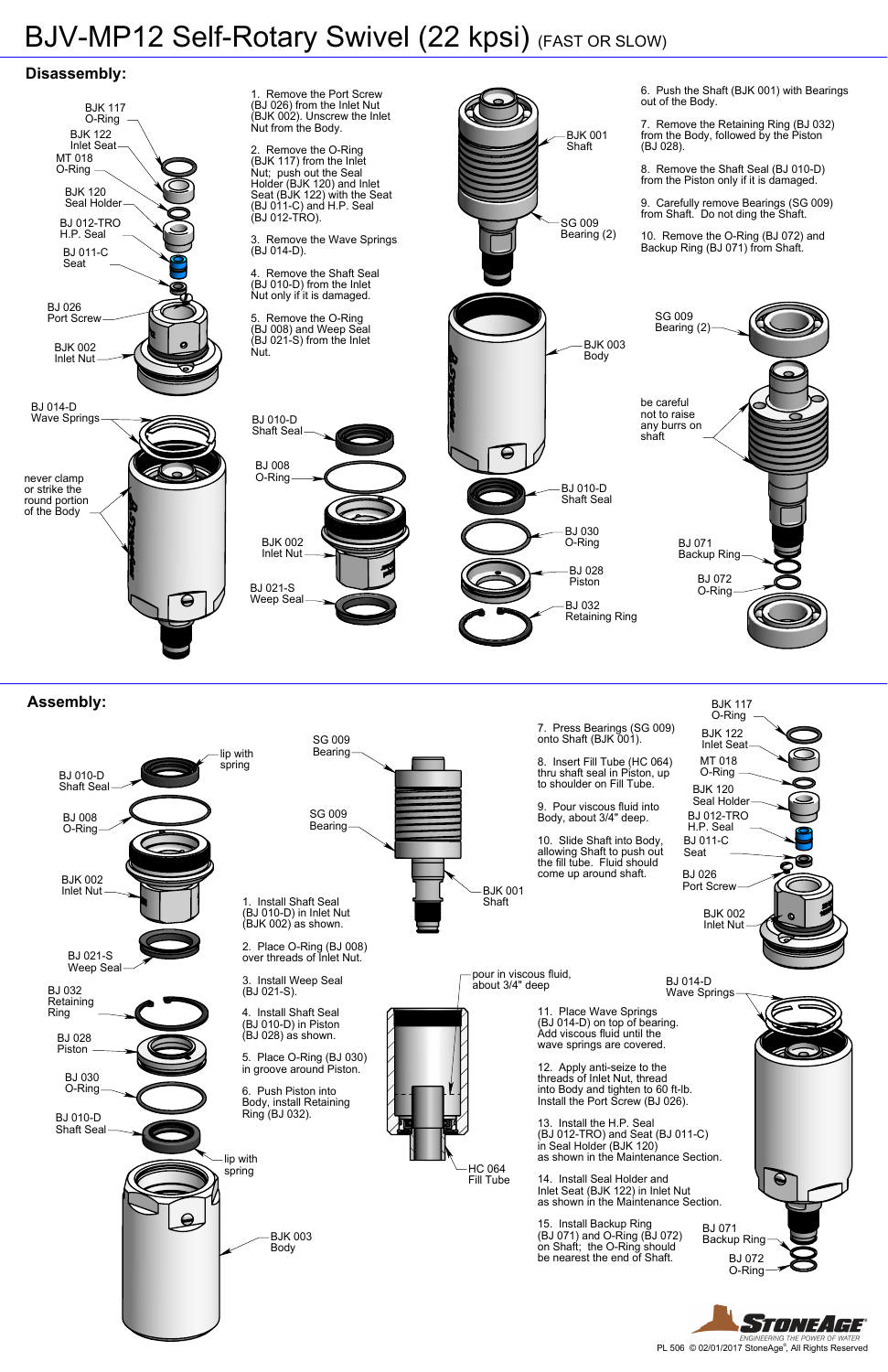# BJV-MP12 Self-Rotary Swivel (22 kpsi) (FAST OR SLOW)

## Disassembly:

BJK 117
O-Ring

BJK 122
Inlet Seat

MT 018
O-Ring

BJK 120
Seal Holder

BJ 012-TRO
H.P. Seal

BJ 011-C
Seat

BJ 026
Port Screw

BJK 002
Inlet Nut

BJ 014-D
Wave Springs

never clamp or strike the round portion of the Body

1. Remove the Port Screw (BJ 026) from the Inlet Nut (BJK 002). Unscrew the Inlet Nut from the Body.

2. Remove the O-Ring (BJK 117) from the Inlet Nut; push out the Seal Holder (BJK 120) and Inlet Seat (BJK 122) with the Seat (BJ 011-C) and H.P. Seal (BJ 012-TRO).

3. Remove the Wave Springs (BJ 014-D).

4. Remove the Shaft Seal (BJ 010-D) from the Inlet Nut only if it is damaged.

5. Remove the O-Ring (BJ 008) and Weep Seal (BJ 021-S) from the Inlet Nut.

BJ 010-D
Shaft Seal

BJ 008
O-Ring

BJK 002
Inlet Nut

BJ 021-S
Weep Seal

BJK 001
Shaft

SG 009
Bearing (2)

BJK 003
Body

BJ 010-D
Shaft Seal

BJ 030
O-Ring

BJ 028
Piston

BJ 032
Retaining Ring

6. Push the Shaft (BJK 001) with Bearings out of the Body.

7. Remove the Retaining Ring (BJ 032) from the Body, followed by the Piston (BJ 028).

8. Remove the Shaft Seal (BJ 010-D) from the Piston only if it is damaged.

9. Carefully remove Bearings (SG 009) from Shaft. Do not ding the Shaft.

10. Remove the O-Ring (BJ 072) and Backup Ring (BJ 071) from Shaft.

SG 009
Bearing (2)

be careful not to raise any burrs on shaft

BJ 071
Backup Ring

BJ 072
O-Ring

## Assembly:

BJ 010-D
Shaft Seal

lip with spring

BJ 008
O-Ring

BJK 002
Inlet Nut

BJ 021-S
Weep Seal

BJ 032
Retaining Ring

BJ 028
Piston

BJ 030
O-Ring

BJ 010-D
Shaft Seal

lip with spring

BJK 003
Body

SG 009
Bearing

SG 009
Bearing

BJK 001
Shaft

1. Install Shaft Seal (BJ 010-D) in Inlet Nut (BJK 002) as shown.

2. Place O-Ring (BJ 008) over threads of Inlet Nut.

3. Install Weep Seal (BJ 021-S).

4. Install Shaft Seal (BJ 010-D) in Piston (BJ 028) as shown.

5. Place O-Ring (BJ 030) in groove around Piston.

6. Push Piston into Body, install Retaining Ring (BJ 032).

pour in viscous fluid, about 3/4" deep

HC 064
Fill Tube

7. Press Bearings (SG 009) onto Shaft (BJK 001).

8. Insert Fill Tube (HC 064) thru shaft seal in Piston, up to shoulder on Fill Tube.

9. Pour viscous fluid into Body, about 3/4" deep.

10. Slide Shaft into Body, allowing Shaft to push out the fill tube. Fluid should come up around shaft.

11. Place Wave Springs (BJ 014-D) on top of bearing. Add viscous fluid until the wave springs are covered.

12. Apply anti-seize to the threads of Inlet Nut, thread into Body and tighten to 60 ft-lb. Install the Port Screw (BJ 026).

13. Install the H.P. Seal (BJ 012-TRO) and Seat (BJ 011-C) in Seal Holder (BJK 120) as shown in the Maintenance Section.

14. Install Seal Holder and Inlet Seat (BJK 122) in Inlet Nut as shown in the Maintenance Section.

15. Install Backup Ring (BJ 071) and O-Ring (BJ 072) on Shaft; the O-Ring should be nearest the end of Shaft.

BJK 117
O-Ring

BJK 122
Inlet Seat

MT 018
O-Ring

BJK 120
Seal Holder

BJ 012-TRO
H.P. Seal

BJ 011-C
Seat

BJ 026
Port Screw

BJK 002
Inlet Nut

BJ 014-D
Wave Springs

BJ 071
Backup Ring

BJ 072
O-Ring

STONEAGE® ENGINEERING THE POWER OF WATER

PL 506 © 02/01/2017 StoneAge®, All Rights Reserved